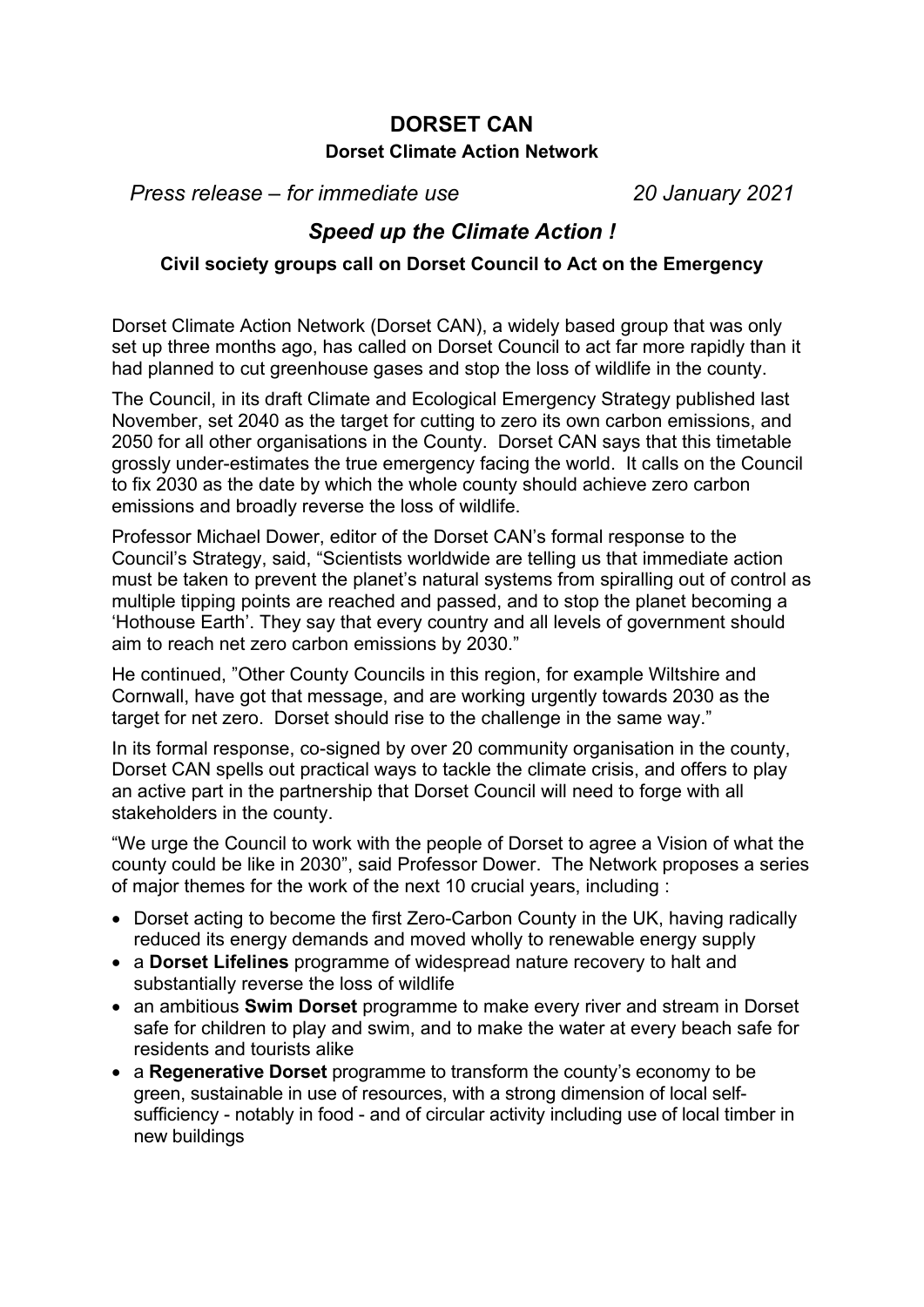# DORSET CAN

**Dorset Climate Action Network**

*Press release – for immediate use* *20 January 2021*

## *Speed up the Climate Action !*

**Civil society groups call on Dorset Council to Act on the Emergency**

Dorset Climate Action Network (Dorset CAN), a widely based group that was only set up three months ago, has called on Dorset Council to act far more rapidly than it had planned to cut greenhouse gases and stop the loss of wildlife in the county.

The Council, in its draft Climate and Ecological Emergency Strategy published last November, set 2040 as the target for cutting to zero its own carbon emissions, and 2050 for all other organisations in the County. Dorset CAN says that this timetable grossly under-estimates the true emergency facing the world. It calls on the Council to fix 2030 as the date by which the whole county should achieve zero carbon emissions and broadly reverse the loss of wildlife.

Professor Michael Dower, editor of the Dorset CAN's formal response to the Council's Strategy, said, "Scientists worldwide are telling us that immediate action must be taken to prevent the planet's natural systems from spiralling out of control as multiple tipping points are reached and passed, and to stop the planet becoming a 'Hothouse Earth'. They say that every country and all levels of government should aim to reach net zero carbon emissions by 2030."

He continued, "Other County Councils in this region, for example Wiltshire and Cornwall, have got that message, and are working urgently towards 2030 as the target for net zero. Dorset should rise to the challenge in the same way."

In its formal response, co-signed by over 20 community organisation in the county, Dorset CAN spells out practical ways to tackle the climate crisis, and offers to play an active part in the partnership that Dorset Council will need to forge with all stakeholders in the county.

"We urge the Council to work with the people of Dorset to agree a Vision of what the county could be like in 2030", said Professor Dower. The Network proposes a series of major themes for the work of the next 10 crucial years, including :

- Dorset acting to become the first Zero-Carbon County in the UK, having radically reduced its energy demands and moved wholly to renewable energy supply
- a **Dorset Lifelines** programme of widespread nature recovery to halt and substantially reverse the loss of wildlife
- an ambitious **Swim Dorset** programme to make every river and stream in Dorset safe for children to play and swim, and to make the water at every beach safe for residents and tourists alike
- a **Regenerative Dorset** programme to transform the county's economy to be green, sustainable in use of resources, with a strong dimension of local self-sufficiency - notably in food - and of circular activity including use of local timber in new buildings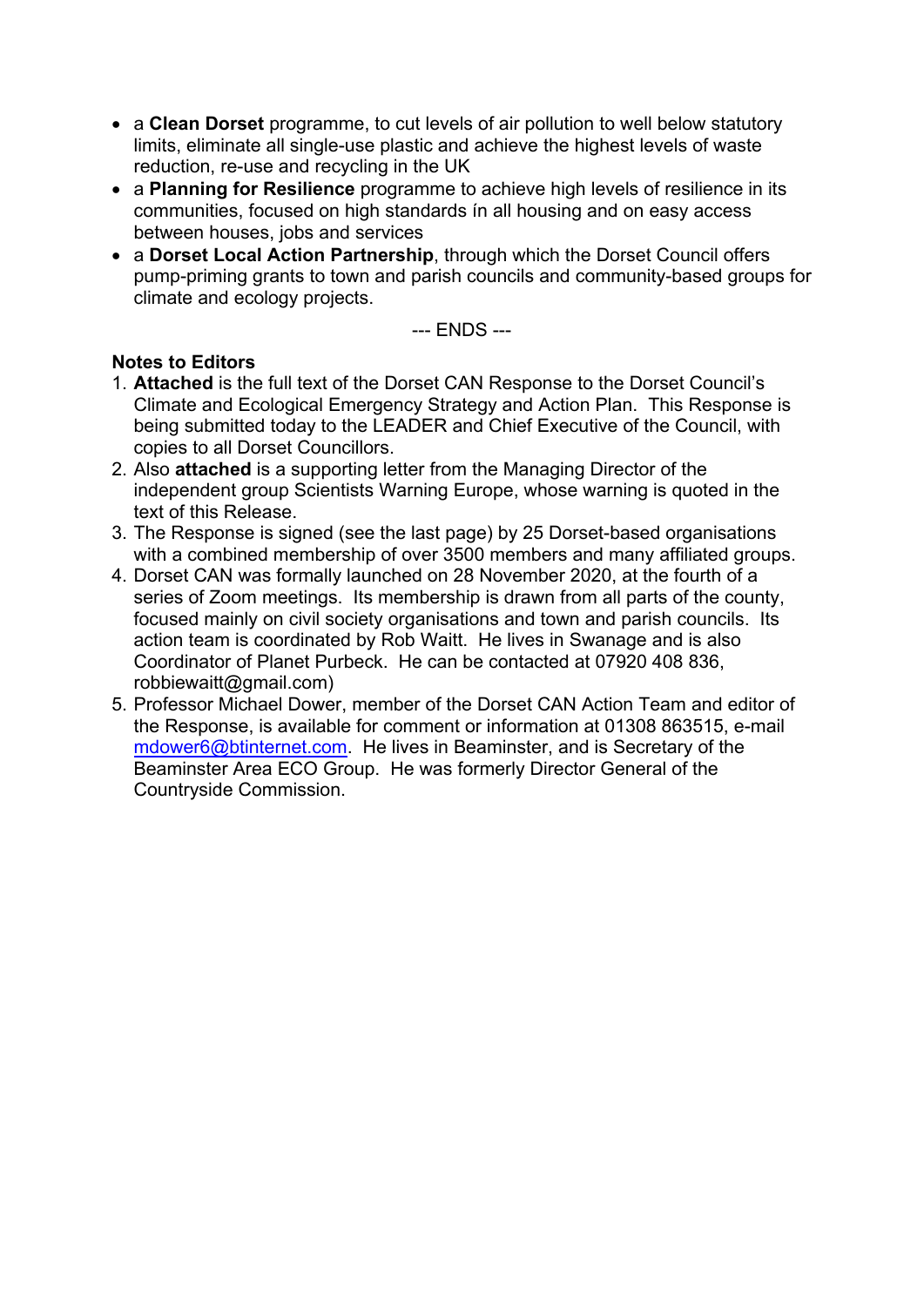- a **Clean Dorset** programme, to cut levels of air pollution to well below statutory limits, eliminate all single-use plastic and achieve the highest levels of waste reduction, re-use and recycling in the UK
- a **Planning for Resilience** programme to achieve high levels of resilience in its communities, focused on high standards ín all housing and on easy access between houses, jobs and services
- a **Dorset Local Action Partnership**, through which the Dorset Council offers pump-priming grants to town and parish councils and community-based groups for climate and ecology projects.

--- ENDS ---

**Notes to Editors**

1. **Attached** is the full text of the Dorset CAN Response to the Dorset Council's Climate and Ecological Emergency Strategy and Action Plan. This Response is being submitted today to the LEADER and Chief Executive of the Council, with copies to all Dorset Councillors.
2. Also **attached** is a supporting letter from the Managing Director of the independent group Scientists Warning Europe, whose warning is quoted in the text of this Release.
3. The Response is signed (see the last page) by 25 Dorset-based organisations with a combined membership of over 3500 members and many affiliated groups.
4. Dorset CAN was formally launched on 28 November 2020, at the fourth of a series of Zoom meetings. Its membership is drawn from all parts of the county, focused mainly on civil society organisations and town and parish councils. Its action team is coordinated by Rob Waitt. He lives in Swanage and is also Coordinator of Planet Purbeck. He can be contacted at 07920 408 836, robbiewaitt@gmail.com)
5. Professor Michael Dower, member of the Dorset CAN Action Team and editor of the Response, is available for comment or information at 01308 863515, e-mail mdower6@btinternet.com. He lives in Beaminster, and is Secretary of the Beaminster Area ECO Group. He was formerly Director General of the Countryside Commission.